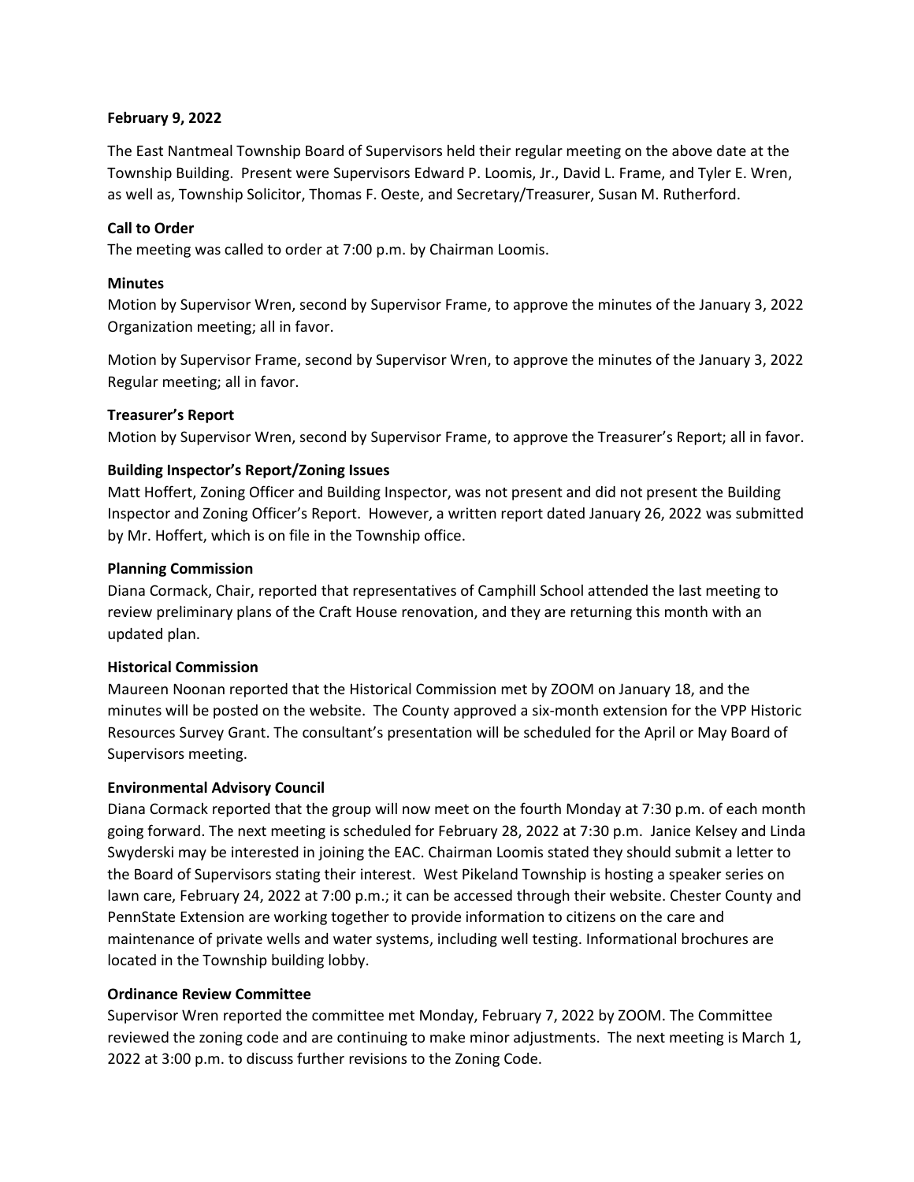**February 9, 2022**

The East Nantmeal Township Board of Supervisors held their regular meeting on the above date at the Township Building. Present were Supervisors Edward P. Loomis, Jr., David L. Frame, and Tyler E. Wren, as well as, Township Solicitor, Thomas F. Oeste, and Secretary/Treasurer, Susan M. Rutherford.

**Call to Order**

The meeting was called to order at 7:00 p.m. by Chairman Loomis.

**Minutes**

Motion by Supervisor Wren, second by Supervisor Frame, to approve the minutes of the January 3, 2022 Organization meeting; all in favor.

Motion by Supervisor Frame, second by Supervisor Wren, to approve the minutes of the January 3, 2022 Regular meeting; all in favor.

**Treasurer's Report**

Motion by Supervisor Wren, second by Supervisor Frame, to approve the Treasurer's Report; all in favor.

**Building Inspector's Report/Zoning Issues**

Matt Hoffert, Zoning Officer and Building Inspector, was not present and did not present the Building Inspector and Zoning Officer's Report. However, a written report dated January 26, 2022 was submitted by Mr. Hoffert, which is on file in the Township office.

**Planning Commission**

Diana Cormack, Chair, reported that representatives of Camphill School attended the last meeting to review preliminary plans of the Craft House renovation, and they are returning this month with an updated plan.

**Historical Commission**

Maureen Noonan reported that the Historical Commission met by ZOOM on January 18, and the minutes will be posted on the website. The County approved a six-month extension for the VPP Historic Resources Survey Grant. The consultant's presentation will be scheduled for the April or May Board of Supervisors meeting.

**Environmental Advisory Council**

Diana Cormack reported that the group will now meet on the fourth Monday at 7:30 p.m. of each month going forward. The next meeting is scheduled for February 28, 2022 at 7:30 p.m. Janice Kelsey and Linda Swyderski may be interested in joining the EAC. Chairman Loomis stated they should submit a letter to the Board of Supervisors stating their interest. West Pikeland Township is hosting a speaker series on lawn care, February 24, 2022 at 7:00 p.m.; it can be accessed through their website. Chester County and PennState Extension are working together to provide information to citizens on the care and maintenance of private wells and water systems, including well testing. Informational brochures are located in the Township building lobby.

**Ordinance Review Committee**

Supervisor Wren reported the committee met Monday, February 7, 2022 by ZOOM. The Committee reviewed the zoning code and are continuing to make minor adjustments. The next meeting is March 1, 2022 at 3:00 p.m. to discuss further revisions to the Zoning Code.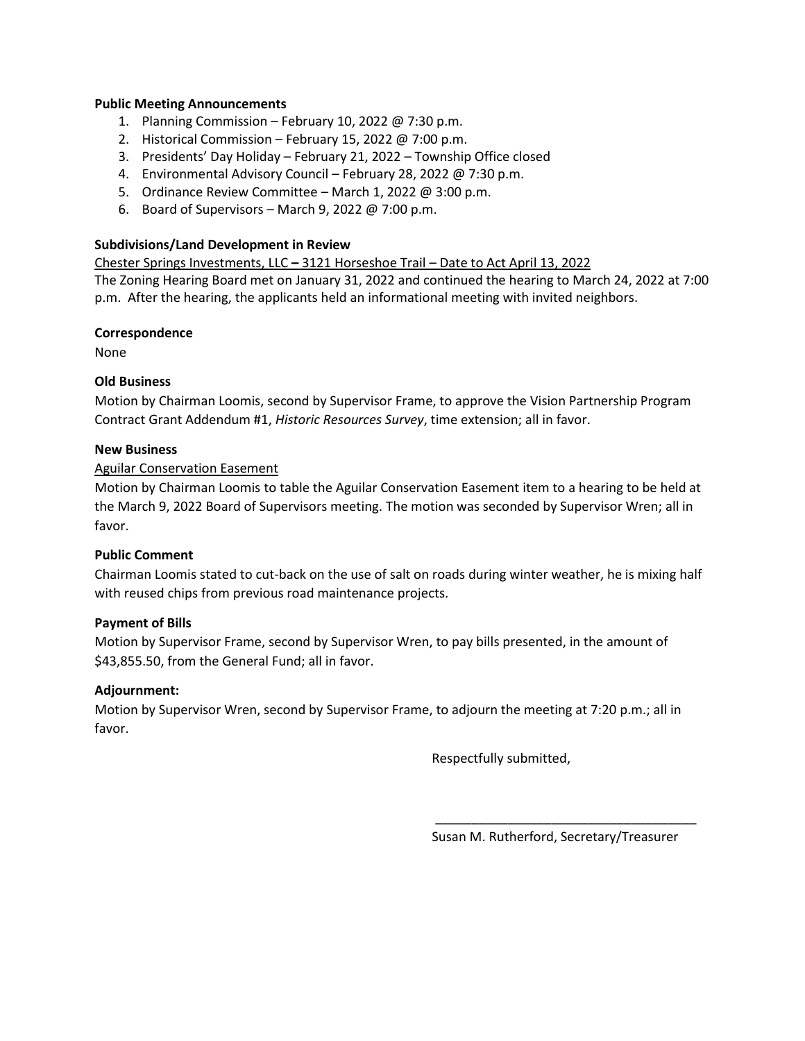**Public Meeting Announcements**

1. Planning Commission – February 10, 2022 @ 7:30 p.m.
2. Historical Commission – February 15, 2022 @ 7:00 p.m.
3. Presidents' Day Holiday – February 21, 2022 – Township Office closed
4. Environmental Advisory Council – February 28, 2022 @ 7:30 p.m.
5. Ordinance Review Committee – March 1, 2022 @ 3:00 p.m.
6. Board of Supervisors – March 9, 2022 @ 7:00 p.m.

**Subdivisions/Land Development in Review**

Chester Springs Investments, LLC – 3121 Horseshoe Trail – Date to Act April 13, 2022

The Zoning Hearing Board met on January 31, 2022 and continued the hearing to March 24, 2022 at 7:00 p.m. After the hearing, the applicants held an informational meeting with invited neighbors.

**Correspondence**

None

**Old Business**

Motion by Chairman Loomis, second by Supervisor Frame, to approve the Vision Partnership Program Contract Grant Addendum #1, *Historic Resources Survey*, time extension; all in favor.

**New Business**

Aguilar Conservation Easement

Motion by Chairman Loomis to table the Aguilar Conservation Easement item to a hearing to be held at the March 9, 2022 Board of Supervisors meeting. The motion was seconded by Supervisor Wren; all in favor.

**Public Comment**

Chairman Loomis stated to cut-back on the use of salt on roads during winter weather, he is mixing half with reused chips from previous road maintenance projects.

**Payment of Bills**

Motion by Supervisor Frame, second by Supervisor Wren, to pay bills presented, in the amount of $43,855.50, from the General Fund; all in favor.

**Adjournment:**

Motion by Supervisor Wren, second by Supervisor Frame, to adjourn the meeting at 7:20 p.m.; all in favor.

Respectfully submitted,

_____________________________________

Susan M. Rutherford, Secretary/Treasurer